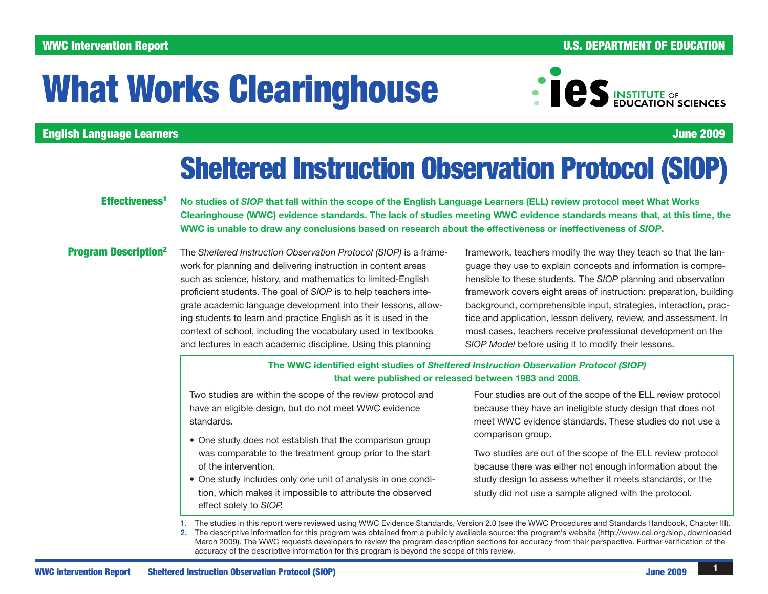WWC Intervention Report — U.S. DEPARTMENT OF EDUCATION

# What Works Clearinghouse

English Language Learners — June 2009

# Sheltered Instruction Observation Protocol (SIOP)

**Effectiveness**[1]

**No studies of *SIOP* that fall within the scope of the English Language Learners (ELL) review protocol meet What Works Clearinghouse (WWC) evidence standards. The lack of studies meeting WWC evidence standards means that, at this time, the WWC is unable to draw any conclusions based on research about the effectiveness or ineffectiveness of *SIOP*.**

**Program Description**[2]

The *Sheltered Instruction Observation Protocol (SIOP)* is a framework for planning and delivering instruction in content areas such as science, history, and mathematics to limited-English proficient students. The goal of *SIOP* is to help teachers integrate academic language development into their lessons, allowing students to learn and practice English as it is used in the context of school, including the vocabulary used in textbooks and lectures in each academic discipline. Using this planning framework, teachers modify the way they teach so that the language they use to explain concepts and information is comprehensible to these students. The *SIOP* planning and observation framework covers eight areas of instruction: preparation, building background, comprehensible input, strategies, interaction, practice and application, lesson delivery, review, and assessment. In most cases, teachers receive professional development on the *SIOP Model* before using it to modify their lessons.

**The WWC identified eight studies of *Sheltered Instruction Observation Protocol (SIOP)* that were published or released between 1983 and 2008.**

Two studies are within the scope of the review protocol and have an eligible design, but do not meet WWC evidence standards.

- One study does not establish that the comparison group was comparable to the treatment group prior to the start of the intervention.
- One study includes only one unit of analysis in one condition, which makes it impossible to attribute the observed effect solely to *SIOP*.

Four studies are out of the scope of the ELL review protocol because they have an ineligible study design that does not meet WWC evidence standards. These studies do not use a comparison group.

Two studies are out of the scope of the ELL review protocol because there was either not enough information about the study design to assess whether it meets standards, or the study did not use a sample aligned with the protocol.

1. The studies in this report were reviewed using WWC Evidence Standards, Version 2.0 (see the WWC Procedures and Standards Handbook, Chapter III).
2. The descriptive information for this program was obtained from a publicly available source: the program's website (http://www.cal.org/siop, downloaded March 2009). The WWC requests developers to review the program description sections for accuracy from their perspective. Further verification of the accuracy of the descriptive information for this program is beyond the scope of this review.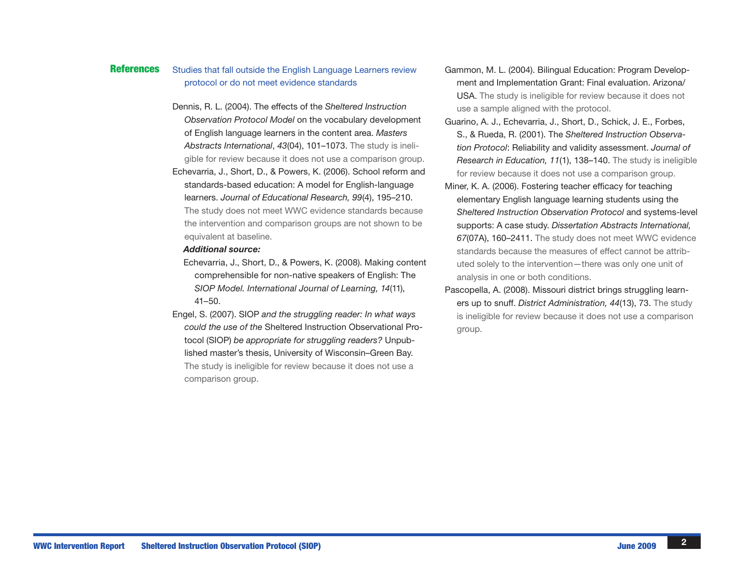## References

Studies that fall outside the English Language Learners review protocol or do not meet evidence standards

Dennis, R. L. (2004). The effects of the *Sheltered Instruction Observation Protocol Model* on the vocabulary development of English language learners in the content area. *Masters Abstracts International*, *43*(04), 101–1073. The study is ineligible for review because it does not use a comparison group.

Echevarria, J., Short, D., & Powers, K. (2006). School reform and standards-based education: A model for English-language learners. *Journal of Educational Research, 99*(4), 195–210. The study does not meet WWC evidence standards because the intervention and comparison groups are not shown to be equivalent at baseline.

***Additional source:***

Echevarria, J., Short, D., & Powers, K. (2008). Making content comprehensible for non-native speakers of English: The *SIOP Model. International Journal of Learning, 14*(11), 41–50.

Engel, S. (2007). SIOP *and the struggling reader: In what ways could the use of the* Sheltered Instruction Observational Protocol (SIOP) *be appropriate for struggling readers?* Unpublished master's thesis, University of Wisconsin–Green Bay. The study is ineligible for review because it does not use a comparison group.

Gammon, M. L. (2004). Bilingual Education: Program Development and Implementation Grant: Final evaluation. Arizona/USA. The study is ineligible for review because it does not use a sample aligned with the protocol.

Guarino, A. J., Echevarria, J., Short, D., Schick, J. E., Forbes, S., & Rueda, R. (2001). The *Sheltered Instruction Observation Protocol*: Reliability and validity assessment. *Journal of Research in Education, 11*(1), 138–140. The study is ineligible for review because it does not use a comparison group.

Miner, K. A. (2006). Fostering teacher efficacy for teaching elementary English language learning students using the *Sheltered Instruction Observation Protocol* and systems-level supports: A case study. *Dissertation Abstracts International, 67*(07A), 160–2411. The study does not meet WWC evidence standards because the measures of effect cannot be attributed solely to the intervention—there was only one unit of analysis in one or both conditions.

Pascopella, A. (2008). Missouri district brings struggling learners up to snuff. *District Administration, 44*(13), 73. The study is ineligible for review because it does not use a comparison group.